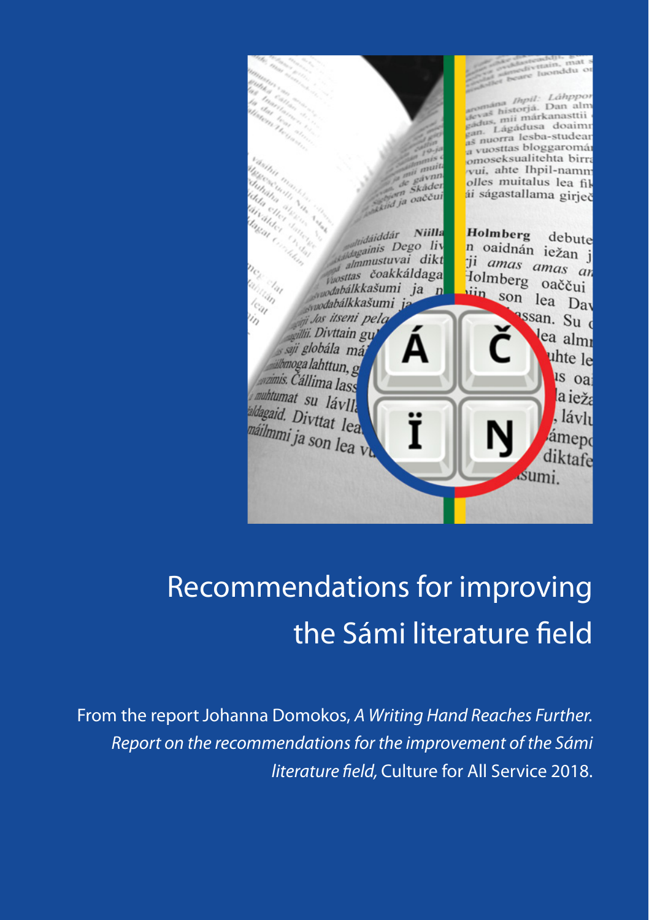# Recommendations for improving the Sámi literature field

From the report Johanna Domokos, *A Writing Hand Reaches Further. Report on the recommendations for the improvement of the Sámi literature field,* Culture for All Service 2018.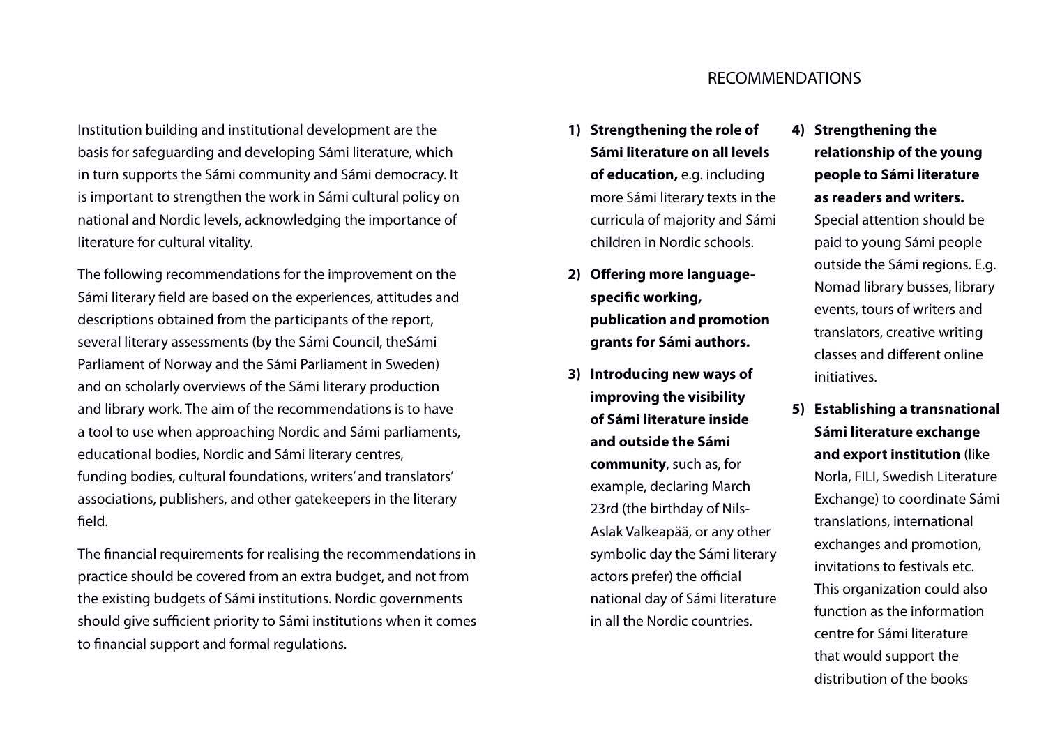Institution building and institutional development are the basis for safeguarding and developing Sámi literature, which in turn supports the Sámi community and Sámi democracy. It is important to strengthen the work in Sámi cultural policy on national and Nordic levels, acknowledging the importance of literature for cultural vitality.

The following recommendations for the improvement on the Sámi literary field are based on the experiences, attitudes and descriptions obtained from the participants of the report, several literary assessments (by the Sámi Council, theSámi Parliament of Norway and the Sámi Parliament in Sweden) and on scholarly overviews of the Sámi literary production and library work. The aim of the recommendations is to have a tool to use when approaching Nordic and Sámi parliaments, educational bodies, Nordic and Sámi literary centres, funding bodies, cultural foundations, writers' and translators' associations, publishers, and other gatekeepers in the literary field.

The financial requirements for realising the recommendations in practice should be covered from an extra budget, and not from the existing budgets of Sámi institutions. Nordic governments should give sufficient priority to Sámi institutions when it comes to financial support and formal regulations.

## RECOMMENDATIONS

1) **Strengthening the role of Sámi literature on all levels of education,** e.g. including more Sámi literary texts in the curricula of majority and Sámi children in Nordic schools.
2) **Offering more language-specific working, publication and promotion grants for Sámi authors.**
3) **Introducing new ways of improving the visibility of Sámi literature inside and outside the Sámi community**, such as, for example, declaring March 23rd (the birthday of Nils-Aslak Valkeapää, or any other symbolic day the Sámi literary actors prefer) the official national day of Sámi literature in all the Nordic countries.
4) **Strengthening the relationship of the young people to Sámi literature as readers and writers.** Special attention should be paid to young Sámi people outside the Sámi regions. E.g. Nomad library busses, library events, tours of writers and translators, creative writing classes and different online initiatives.
5) **Establishing a transnational Sámi literature exchange and export institution** (like Norla, FILI, Swedish Literature Exchange) to coordinate Sámi translations, international exchanges and promotion, invitations to festivals etc. This organization could also function as the information centre for Sámi literature that would support the distribution of the books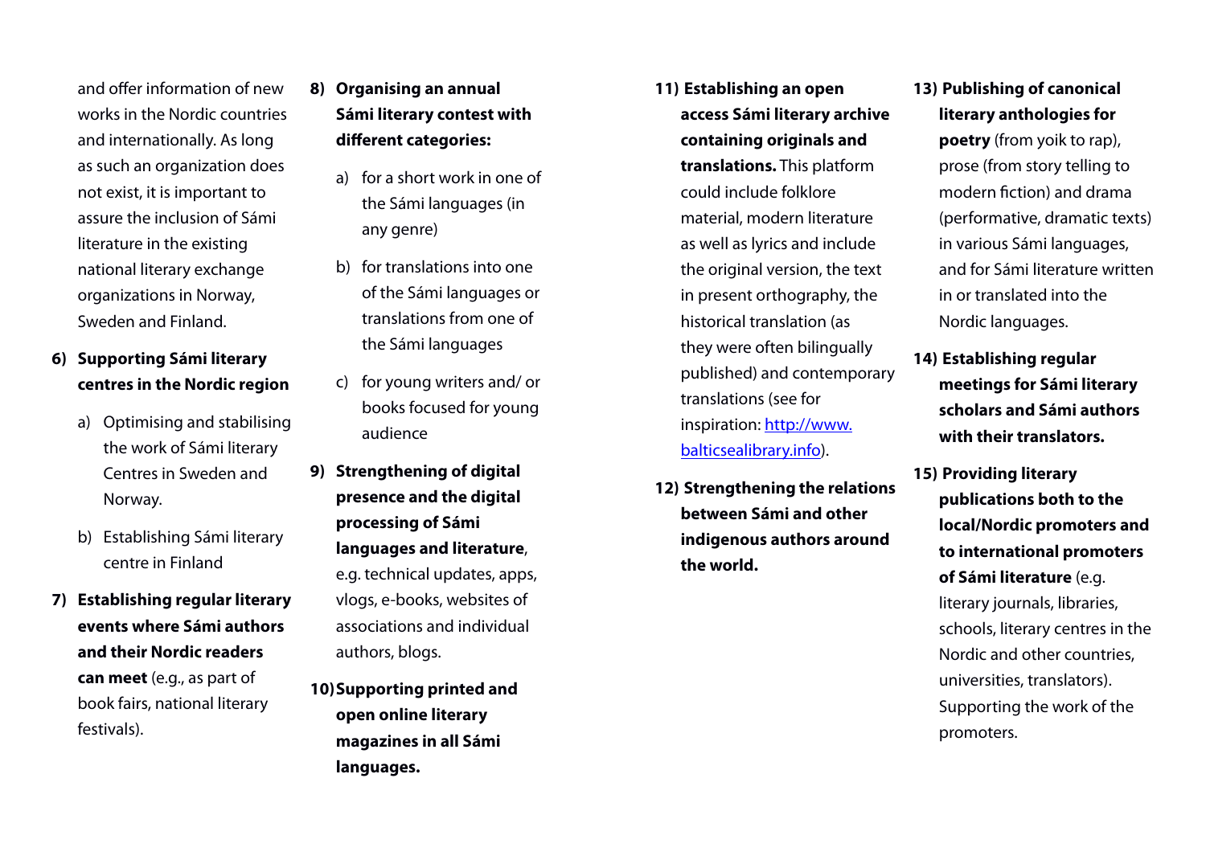and offer information of new works in the Nordic countries and internationally. As long as such an organization does not exist, it is important to assure the inclusion of Sámi literature in the existing national literary exchange organizations in Norway, Sweden and Finland.

6) **Supporting Sámi literary centres in the Nordic region**

   a) Optimising and stabilising the work of Sámi literary Centres in Sweden and Norway.

   b) Establishing Sámi literary centre in Finland

7) **Establishing regular literary events where Sámi authors and their Nordic readers can meet** (e.g., as part of book fairs, national literary festivals).

8) **Organising an annual Sámi literary contest with different categories:**

   a) for a short work in one of the Sámi languages (in any genre)

   b) for translations into one of the Sámi languages or translations from one of the Sámi languages

   c) for young writers and/ or books focused for young audience

9) **Strengthening of digital presence and the digital processing of Sámi languages and literature**, e.g. technical updates, apps, vlogs, e-books, websites of associations and individual authors, blogs.

10) **Supporting printed and open online literary magazines in all Sámi languages.**

11) **Establishing an open access Sámi literary archive containing originals and translations.** This platform could include folklore material, modern literature as well as lyrics and include the original version, the text in present orthography, the historical translation (as they were often bilingually published) and contemporary translations (see for inspiration: [http://www.balticsealibrary.info](http://www.balticsealibrary.info)).

12) **Strengthening the relations between Sámi and other indigenous authors around the world.**

13) **Publishing of canonical literary anthologies for poetry** (from yoik to rap), prose (from story telling to modern fiction) and drama (performative, dramatic texts) in various Sámi languages, and for Sámi literature written in or translated into the Nordic languages.

14) **Establishing regular meetings for Sámi literary scholars and Sámi authors with their translators.**

15) **Providing literary publications both to the local/Nordic promoters and to international promoters of Sámi literature** (e.g. literary journals, libraries, schools, literary centres in the Nordic and other countries, universities, translators). Supporting the work of the promoters.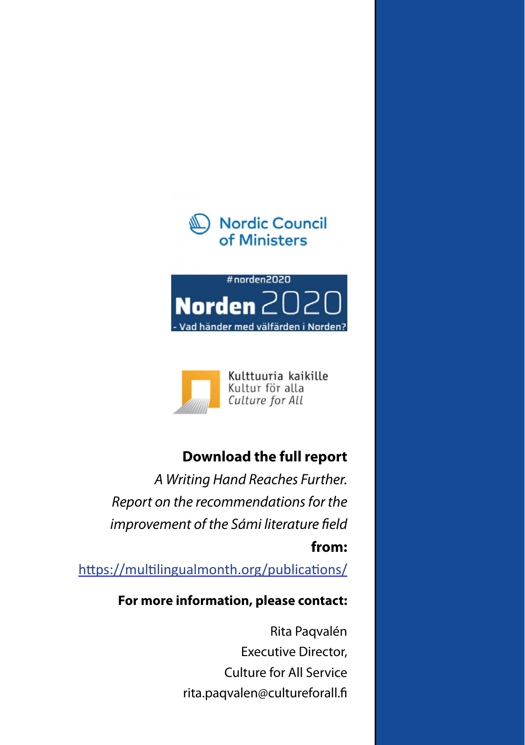Nordic Council of Ministers

#norden2020

Norden 2020

- Vad händer med välfärden i Norden?

Kulttuuria kaikille
Kultur för alla
*Culture for All*

**Download the full report**

*A Writing Hand Reaches Further.*
*Report on the recommendations for the improvement of the Sámi literature field*

**from:**

https://multilingualmonth.org/publications/

**For more information, please contact:**

Rita Paqvalén
Executive Director,
Culture for All Service
rita.paqvalen@cultureforall.fi